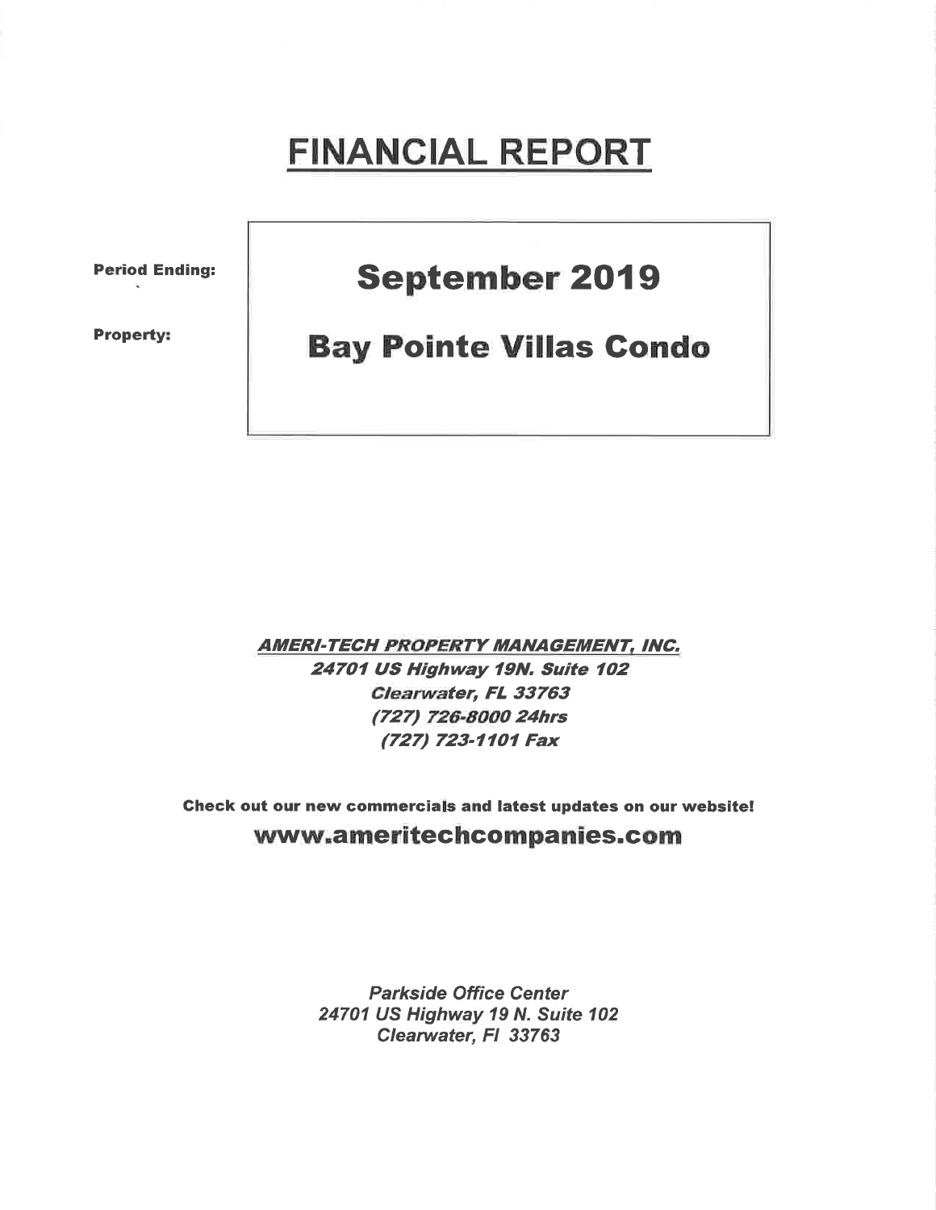# FINANCIAL REPORT

| | |
|---|---|
| **Period Ending:** | **September 2019** |
| **Property:** | **Bay Pointe Villas Condo** |

***AMERI-TECH PROPERTY MANAGEMENT, INC.***
***24701 US Highway 19N. Suite 102***
***Clearwater, FL 33763***
***(727) 726-8000 24hrs***
***(727) 723-1101 Fax***

**Check out our new commercials and latest updates on our website!**

**www.ameritechcompanies.com**

*Parkside Office Center*
*24701 US Highway 19 N. Suite 102*
*Clearwater, Fl 33763*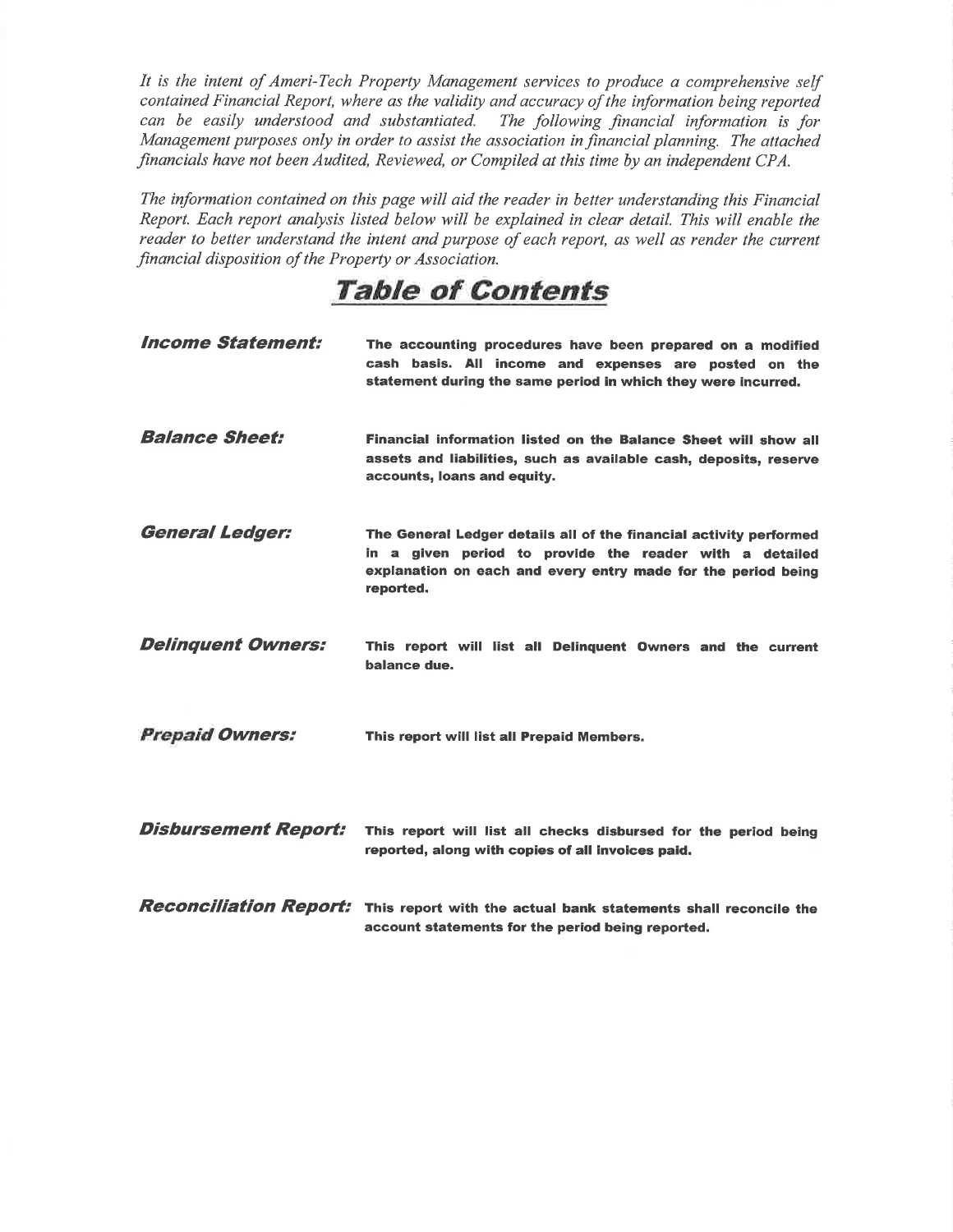*It is the intent of Ameri-Tech Property Management services to produce a comprehensive self contained Financial Report, where as the validity and accuracy of the information being reported can be easily understood and substantiated. The following financial information is for Management purposes only in order to assist the association in financial planning. The attached financials have not been Audited, Reviewed, or Compiled at this time by an independent CPA.*

*The information contained on this page will aid the reader in better understanding this Financial Report. Each report analysis listed below will be explained in clear detail. This will enable the reader to better understand the intent and purpose of each report, as well as render the current financial disposition of the Property or Association.*

# Table of Contents

***Income Statement:*** **The accounting procedures have been prepared on a modified cash basis. All income and expenses are posted on the statement during the same period in which they were incurred.**

***Balance Sheet:*** **Financial information listed on the Balance Sheet will show all assets and liabilities, such as available cash, deposits, reserve accounts, loans and equity.**

***General Ledger:*** **The General Ledger details all of the financial activity performed in a given period to provide the reader with a detailed explanation on each and every entry made for the period being reported.**

***Delinquent Owners:*** **This report will list all Delinquent Owners and the current balance due.**

***Prepaid Owners:*** **This report will list all Prepaid Members.**

***Disbursement Report:*** **This report will list all checks disbursed for the period being reported, along with copies of all invoices paid.**

***Reconciliation Report:*** **This report with the actual bank statements shall reconcile the account statements for the period being reported.**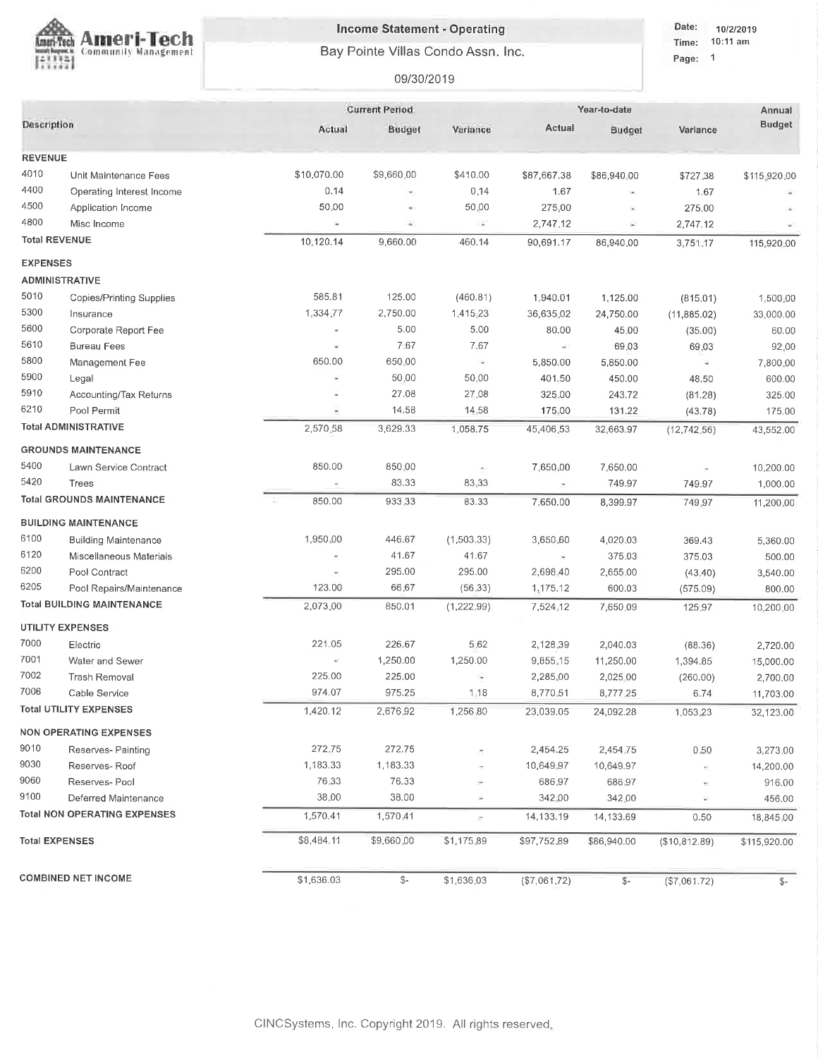# Ameri-Tech Community Management

**Income Statement - Operating**

Bay Pointe Villas Condo Assn. Inc.

09/30/2019

Date: 10/2/2019
Time: 10:11 am
Page: 1

| Description | | Current Period | | | Year-to-date | | | Annual |
|---|---|---|---|---|---|---|---|---|
| | | Actual | Budget | Variance | Actual | Budget | Variance | Budget |
| **REVENUE** | | | | | | | | |
| 4010 | Unit Maintenance Fees | $10,070.00 | $9,660.00 | $410.00 | $87,667.38 | $86,940.00 | $727.38 | $115,920.00 |
| 4400 | Operating Interest Income | 0.14 | - | 0.14 | 1.67 | - | 1.67 | - |
| 4500 | Application Income | 50.00 | - | 50.00 | 275.00 | - | 275.00 | - |
| 4800 | Misc Income | - | - | - | 2,747.12 | - | 2,747.12 | - |
| **Total REVENUE** | | 10,120.14 | 9,660.00 | 460.14 | 90,691.17 | 86,940.00 | 3,751.17 | 115,920.00 |
| **EXPENSES** | | | | | | | | |
| **ADMINISTRATIVE** | | | | | | | | |
| 5010 | Copies/Printing Supplies | 585.81 | 125.00 | (460.81) | 1,940.01 | 1,125.00 | (815.01) | 1,500.00 |
| 5300 | Insurance | 1,334.77 | 2,750.00 | 1,415.23 | 36,635.02 | 24,750.00 | (11,885.02) | 33,000.00 |
| 5600 | Corporate Report Fee | - | 5.00 | 5.00 | 80.00 | 45.00 | (35.00) | 60.00 |
| 5610 | Bureau Fees | - | 7.67 | 7.67 | - | 69.03 | 69.03 | 92.00 |
| 5800 | Management Fee | 650.00 | 650.00 | - | 5,850.00 | 5,850.00 | - | 7,800.00 |
| 5900 | Legal | - | 50.00 | 50.00 | 401.50 | 450.00 | 48.50 | 600.00 |
| 5910 | Accounting/Tax Returns | - | 27.08 | 27.08 | 325.00 | 243.72 | (81.28) | 325.00 |
| 6210 | Pool Permit | - | 14.58 | 14.58 | 175.00 | 131.22 | (43.78) | 175.00 |
| **Total ADMINISTRATIVE** | | 2,570.58 | 3,629.33 | 1,058.75 | 45,406.53 | 32,663.97 | (12,742.56) | 43,552.00 |
| **GROUNDS MAINTENANCE** | | | | | | | | |
| 5400 | Lawn Service Contract | 850.00 | 850.00 | - | 7,650.00 | 7,650.00 | - | 10,200.00 |
| 5420 | Trees | - | 83.33 | 83.33 | - | 749.97 | 749.97 | 1,000.00 |
| **Total GROUNDS MAINTENANCE** | | 850.00 | 933.33 | 83.33 | 7,650.00 | 8,399.97 | 749.97 | 11,200.00 |
| **BUILDING MAINTENANCE** | | | | | | | | |
| 6100 | Building Maintenance | 1,950.00 | 446.67 | (1,503.33) | 3,650.60 | 4,020.03 | 369.43 | 5,360.00 |
| 6120 | Miscellaneous Materials | - | 41.67 | 41.67 | - | 375.03 | 375.03 | 500.00 |
| 6200 | Pool Contract | - | 295.00 | 295.00 | 2,698.40 | 2,655.00 | (43.40) | 3,540.00 |
| 6205 | Pool Repairs/Maintenance | 123.00 | 66.67 | (56.33) | 1,175.12 | 600.03 | (575.09) | 800.00 |
| **Total BUILDING MAINTENANCE** | | 2,073.00 | 850.01 | (1,222.99) | 7,524.12 | 7,650.09 | 125.97 | 10,200.00 |
| **UTILITY EXPENSES** | | | | | | | | |
| 7000 | Electric | 221.05 | 226.67 | 5.62 | 2,128.39 | 2,040.03 | (88.36) | 2,720.00 |
| 7001 | Water and Sewer | - | 1,250.00 | 1,250.00 | 9,855.15 | 11,250.00 | 1,394.85 | 15,000.00 |
| 7002 | Trash Removal | 225.00 | 225.00 | - | 2,285.00 | 2,025.00 | (260.00) | 2,700.00 |
| 7006 | Cable Service | 974.07 | 975.25 | 1.18 | 8,770.51 | 8,777.25 | 6.74 | 11,703.00 |
| **Total UTILITY EXPENSES** | | 1,420.12 | 2,676.92 | 1,256.80 | 23,039.05 | 24,092.28 | 1,053.23 | 32,123.00 |
| **NON OPERATING EXPENSES** | | | | | | | | |
| 9010 | Reserves- Painting | 272.75 | 272.75 | - | 2,454.25 | 2,454.75 | 0.50 | 3,273.00 |
| 9030 | Reserves- Roof | 1,183.33 | 1,183.33 | - | 10,649.97 | 10,649.97 | - | 14,200.00 |
| 9060 | Reserves- Pool | 76.33 | 76.33 | - | 686.97 | 686.97 | - | 916.00 |
| 9100 | Deferred Maintenance | 38.00 | 38.00 | - | 342.00 | 342.00 | - | 456.00 |
| **Total NON OPERATING EXPENSES** | | 1,570.41 | 1,570.41 | - | 14,133.19 | 14,133.69 | 0.50 | 18,845.00 |
| **Total EXPENSES** | | $8,484.11 | $9,660.00 | $1,175.89 | $97,752.89 | $86,940.00 | ($10,812.89) | $115,920.00 |
| **COMBINED NET INCOME** | | $1,636.03 | $- | $1,636.03 | ($7,061.72) | $- | ($7,061.72) | $- |

CINCSystems, Inc. Copyright 2019. All rights reserved.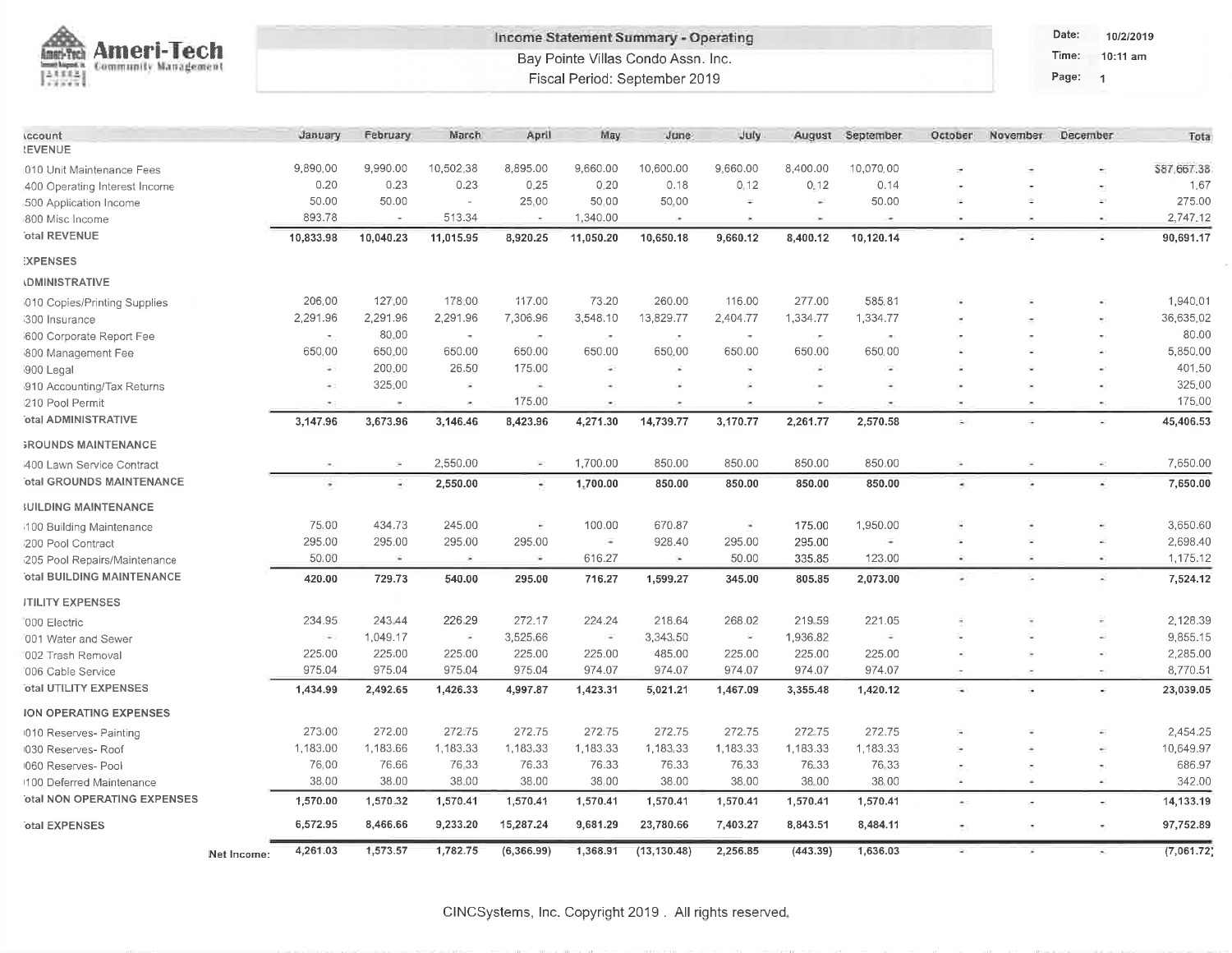# Ameri-Tech Community Management

**Income Statement Summary - Operating**

Bay Pointe Villas Condo Assn. Inc.

Fiscal Period: September 2019

Date: 10/2/2019
Time: 10:11 am
Page: 1

| Account | January | February | March | April | May | June | July | August | September | October | November | December | Total |
|---|---|---|---|---|---|---|---|---|---|---|---|---|---|
| **REVENUE** | | | | | | | | | | | | | |
| 010 Unit Maintenance Fees | 9,890.00 | 9,990.00 | 10,502.38 | 8,895.00 | 9,660.00 | 10,600.00 | 9,660.00 | 8,400.00 | 10,070.00 | - | - | - | 87,667.38 |
| 400 Operating Interest Income | 0.20 | 0.23 | 0.23 | 0.25 | 0.20 | 0.18 | 0.12 | 0.12 | 0.14 | - | - | - | 1.67 |
| 500 Application Income | 50.00 | 50.00 | - | 25.00 | 50.00 | 50.00 | - | - | 50.00 | - | - | - | 275.00 |
| 800 Misc Income | 893.78 | - | 513.34 | - | 1,340.00 | - | - | - | - | - | - | - | 2,747.12 |
| **Total REVENUE** | **10,833.98** | **10,040.23** | **11,015.95** | **8,920.25** | **11,050.20** | **10,650.18** | **9,660.12** | **8,400.12** | **10,120.14** | **-** | **-** | **-** | **90,691.17** |
| **EXPENSES** | | | | | | | | | | | | | |
| **ADMINISTRATIVE** | | | | | | | | | | | | | |
| 010 Copies/Printing Supplies | 206.00 | 127.00 | 178.00 | 117.00 | 73.20 | 260.00 | 116.00 | 277.00 | 585.81 | - | - | - | 1,940.01 |
| 300 Insurance | 2,291.96 | 2,291.96 | 2,291.96 | 7,306.96 | 3,548.10 | 13,829.77 | 2,404.77 | 1,334.77 | 1,334.77 | - | - | - | 36,635.02 |
| 600 Corporate Report Fee | - | 80.00 | - | - | - | - | - | - | - | - | - | - | 80.00 |
| 800 Management Fee | 650.00 | 650.00 | 650.00 | 650.00 | 650.00 | 650.00 | 650.00 | 650.00 | 650.00 | - | - | - | 5,850.00 |
| 900 Legal | - | 200.00 | 26.50 | 175.00 | - | - | - | - | - | - | - | - | 401.50 |
| 910 Accounting/Tax Returns | - | 325.00 | - | - | - | - | - | - | - | - | - | - | 325.00 |
| 210 Pool Permit | - | - | - | 175.00 | - | - | - | - | - | - | - | - | 175.00 |
| **Total ADMINISTRATIVE** | **3,147.96** | **3,673.96** | **3,146.46** | **8,423.96** | **4,271.30** | **14,739.77** | **3,170.77** | **2,261.77** | **2,570.58** | **-** | **-** | **-** | **45,406.53** |
| **GROUNDS MAINTENANCE** | | | | | | | | | | | | | |
| 400 Lawn Service Contract | - | - | 2,550.00 | - | 1,700.00 | 850.00 | 850.00 | 850.00 | 850.00 | - | - | - | 7,650.00 |
| **Total GROUNDS MAINTENANCE** | **-** | **-** | **2,550.00** | **-** | **1,700.00** | **850.00** | **850.00** | **850.00** | **850.00** | **-** | **-** | **-** | **7,650.00** |
| **BUILDING MAINTENANCE** | | | | | | | | | | | | | |
| 100 Building Maintenance | 75.00 | 434.73 | 245.00 | - | 100.00 | 670.87 | - | 175.00 | 1,950.00 | - | - | - | 3,650.60 |
| 200 Pool Contract | 295.00 | 295.00 | 295.00 | 295.00 | - | 928.40 | 295.00 | 295.00 | - | - | - | - | 2,698.40 |
| 205 Pool Repairs/Maintenance | 50.00 | - | - | - | 616.27 | - | 50.00 | 335.85 | 123.00 | - | - | - | 1,175.12 |
| **Total BUILDING MAINTENANCE** | **420.00** | **729.73** | **540.00** | **295.00** | **716.27** | **1,599.27** | **345.00** | **805.85** | **2,073.00** | **-** | **-** | **-** | **7,524.12** |
| **UTILITY EXPENSES** | | | | | | | | | | | | | |
| 000 Electric | 234.95 | 243.44 | 226.29 | 272.17 | 224.24 | 218.64 | 268.02 | 219.59 | 221.05 | - | - | - | 2,128.39 |
| 001 Water and Sewer | - | 1,049.17 | - | 3,525.66 | - | 3,343.50 | - | 1,936.82 | - | - | - | - | 9,855.15 |
| 002 Trash Removal | 225.00 | 225.00 | 225.00 | 225.00 | 225.00 | 485.00 | 225.00 | 225.00 | 225.00 | - | - | - | 2,285.00 |
| 006 Cable Service | 975.04 | 975.04 | 975.04 | 975.04 | 974.07 | 974.07 | 974.07 | 974.07 | 974.07 | - | - | - | 8,770.51 |
| **Total UTILITY EXPENSES** | **1,434.99** | **2,492.65** | **1,426.33** | **4,997.87** | **1,423.31** | **5,021.21** | **1,467.09** | **3,355.48** | **1,420.12** | **-** | **-** | **-** | **23,039.05** |
| **NON OPERATING EXPENSES** | | | | | | | | | | | | | |
| 010 Reserves- Painting | 273.00 | 272.00 | 272.75 | 272.75 | 272.75 | 272.75 | 272.75 | 272.75 | 272.75 | - | - | - | 2,454.25 |
| 030 Reserves- Roof | 1,183.00 | 1,183.66 | 1,183.33 | 1,183.33 | 1,183.33 | 1,183.33 | 1,183.33 | 1,183.33 | 1,183.33 | - | - | - | 10,649.97 |
| 060 Reserves- Pool | 76.00 | 76.66 | 76.33 | 76.33 | 76.33 | 76.33 | 76.33 | 76.33 | 76.33 | - | - | - | 686.97 |
| 100 Deferred Maintenance | 38.00 | 38.00 | 38.00 | 38.00 | 38.00 | 38.00 | 38.00 | 38.00 | 38.00 | - | - | - | 342.00 |
| **Total NON OPERATING EXPENSES** | **1,570.00** | **1,570.32** | **1,570.41** | **1,570.41** | **1,570.41** | **1,570.41** | **1,570.41** | **1,570.41** | **1,570.41** | **-** | **-** | **-** | **14,133.19** |
| **Total EXPENSES** | **6,572.95** | **8,466.66** | **9,233.20** | **15,287.24** | **9,681.29** | **23,780.66** | **7,403.27** | **8,843.51** | **8,484.11** | **-** | **-** | **-** | **97,752.89** |
| **Net Income:** | **4,261.03** | **1,573.57** | **1,782.75** | **(6,366.99)** | **1,368.91** | **(13,130.48)** | **2,256.85** | **(443.39)** | **1,636.03** | **-** | **-** | **-** | **(7,061.72)** |

CINCSystems, Inc. Copyright 2019 . All rights reserved.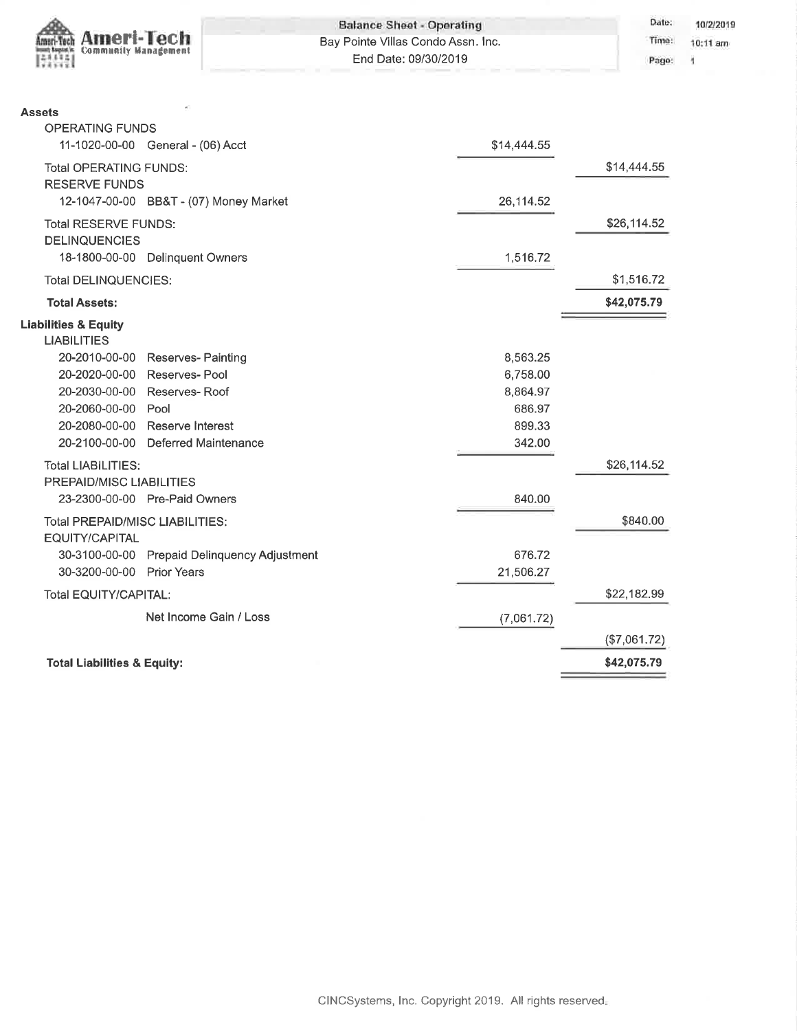**Balance Sheet - Operating**
Bay Pointe Villas Condo Assn. Inc.
End Date: 09/30/2019

Date: 10/2/2019
Time: 10:11 am

| | | |
|---|---|---|
| **Assets** | | |
| OPERATING FUNDS | | |
| 11-1020-00-00 General - (06) Acct | $14,444.55 | |
| Total OPERATING FUNDS: | | $14,444.55 |
| RESERVE FUNDS | | |
| 12-1047-00-00 BB&T - (07) Money Market | 26,114.52 | |
| Total RESERVE FUNDS: | | $26,114.52 |
| DELINQUENCIES | | |
| 18-1800-00-00 Delinquent Owners | 1,516.72 | |
| Total DELINQUENCIES: | | $1,516.72 |
| **Total Assets:** | | **$42,075.79** |
| **Liabilities & Equity** | | |
| LIABILITIES | | |
| 20-2010-00-00 Reserves- Painting | 8,563.25 | |
| 20-2020-00-00 Reserves- Pool | 6,758.00 | |
| 20-2030-00-00 Reserves- Roof | 8,864.97 | |
| 20-2060-00-00 Pool | 686.97 | |
| 20-2080-00-00 Reserve Interest | 899.33 | |
| 20-2100-00-00 Deferred Maintenance | 342.00 | |
| Total LIABILITIES: | | $26,114.52 |
| PREPAID/MISC LIABILITIES | | |
| 23-2300-00-00 Pre-Paid Owners | 840.00 | |
| Total PREPAID/MISC LIABILITIES: | | $840.00 |
| EQUITY/CAPITAL | | |
| 30-3100-00-00 Prepaid Delinquency Adjustment | 676.72 | |
| 30-3200-00-00 Prior Years | 21,506.27 | |
| Total EQUITY/CAPITAL: | | $22,182.99 |
| Net Income Gain / Loss | (7,061.72) | |
| | | ($7,061.72) |
| **Total Liabilities & Equity:** | | **$42,075.79** |

CINCSystems, Inc. Copyright 2019. All rights reserved.